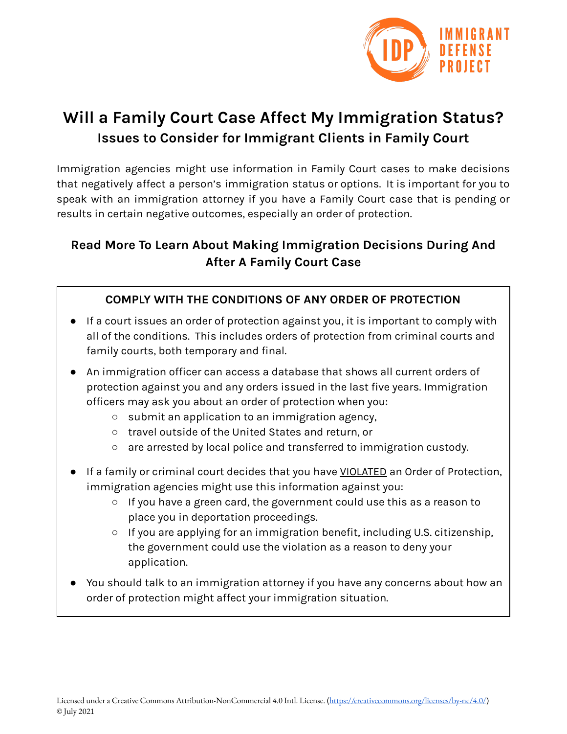IMMIGRANT DEFENSE PROJECT

# Will a Family Court Case Affect My Immigration Status?

## Issues to Consider for Immigrant Clients in Family Court

Immigration agencies might use information in Family Court cases to make decisions that negatively affect a person's immigration status or options. It is important for you to speak with an immigration attorney if you have a Family Court case that is pending or results in certain negative outcomes, especially an order of protection.

### Read More To Learn About Making Immigration Decisions During And After A Family Court Case

**COMPLY WITH THE CONDITIONS OF ANY ORDER OF PROTECTION**

- If a court issues an order of protection against you, it is important to comply with all of the conditions. This includes orders of protection from criminal courts and family courts, both temporary and final.
- An immigration officer can access a database that shows all current orders of protection against you and any orders issued in the last five years. Immigration officers may ask you about an order of protection when you:
  - submit an application to an immigration agency,
  - travel outside of the United States and return, or
  - are arrested by local police and transferred to immigration custody.
- If a family or criminal court decides that you have <u>VIOLATED</u> an Order of Protection, immigration agencies might use this information against you:
  - If you have a green card, the government could use this as a reason to place you in deportation proceedings.
  - If you are applying for an immigration benefit, including U.S. citizenship, the government could use the violation as a reason to deny your application.
- You should talk to an immigration attorney if you have any concerns about how an order of protection might affect your immigration situation.

Licensed under a Creative Commons Attribution-NonCommercial 4.0 Intl. License. (https://creativecommons.org/licenses/by-nc/4.0/)
© July 2021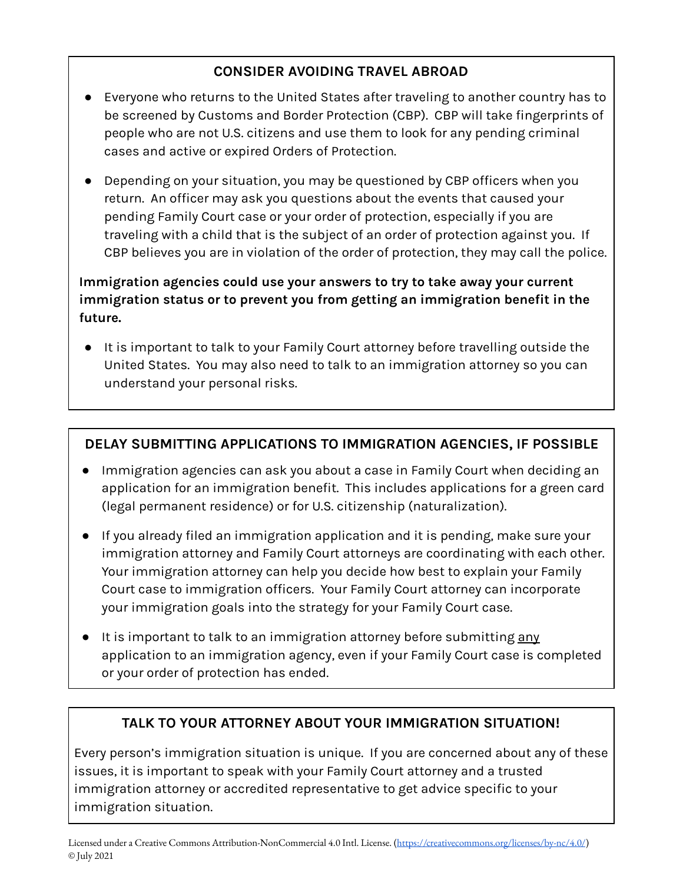## CONSIDER AVOIDING TRAVEL ABROAD

- Everyone who returns to the United States after traveling to another country has to be screened by Customs and Border Protection (CBP). CBP will take fingerprints of people who are not U.S. citizens and use them to look for any pending criminal cases and active or expired Orders of Protection.
- Depending on your situation, you may be questioned by CBP officers when you return. An officer may ask you questions about the events that caused your pending Family Court case or your order of protection, especially if you are traveling with a child that is the subject of an order of protection against you. If CBP believes you are in violation of the order of protection, they may call the police.

**Immigration agencies could use your answers to try to take away your current immigration status or to prevent you from getting an immigration benefit in the future.**

- It is important to talk to your Family Court attorney before travelling outside the United States. You may also need to talk to an immigration attorney so you can understand your personal risks.

## DELAY SUBMITTING APPLICATIONS TO IMMIGRATION AGENCIES, IF POSSIBLE

- Immigration agencies can ask you about a case in Family Court when deciding an application for an immigration benefit. This includes applications for a green card (legal permanent residence) or for U.S. citizenship (naturalization).
- If you already filed an immigration application and it is pending, make sure your immigration attorney and Family Court attorneys are coordinating with each other. Your immigration attorney can help you decide how best to explain your Family Court case to immigration officers. Your Family Court attorney can incorporate your immigration goals into the strategy for your Family Court case.
- It is important to talk to an immigration attorney before submitting <u>any</u> application to an immigration agency, even if your Family Court case is completed or your order of protection has ended.

## TALK TO YOUR ATTORNEY ABOUT YOUR IMMIGRATION SITUATION!

Every person's immigration situation is unique. If you are concerned about any of these issues, it is important to speak with your Family Court attorney and a trusted immigration attorney or accredited representative to get advice specific to your immigration situation.

Licensed under a Creative Commons Attribution-NonCommercial 4.0 Intl. License. (https://creativecommons.org/licenses/by-nc/4.0/)
© July 2021